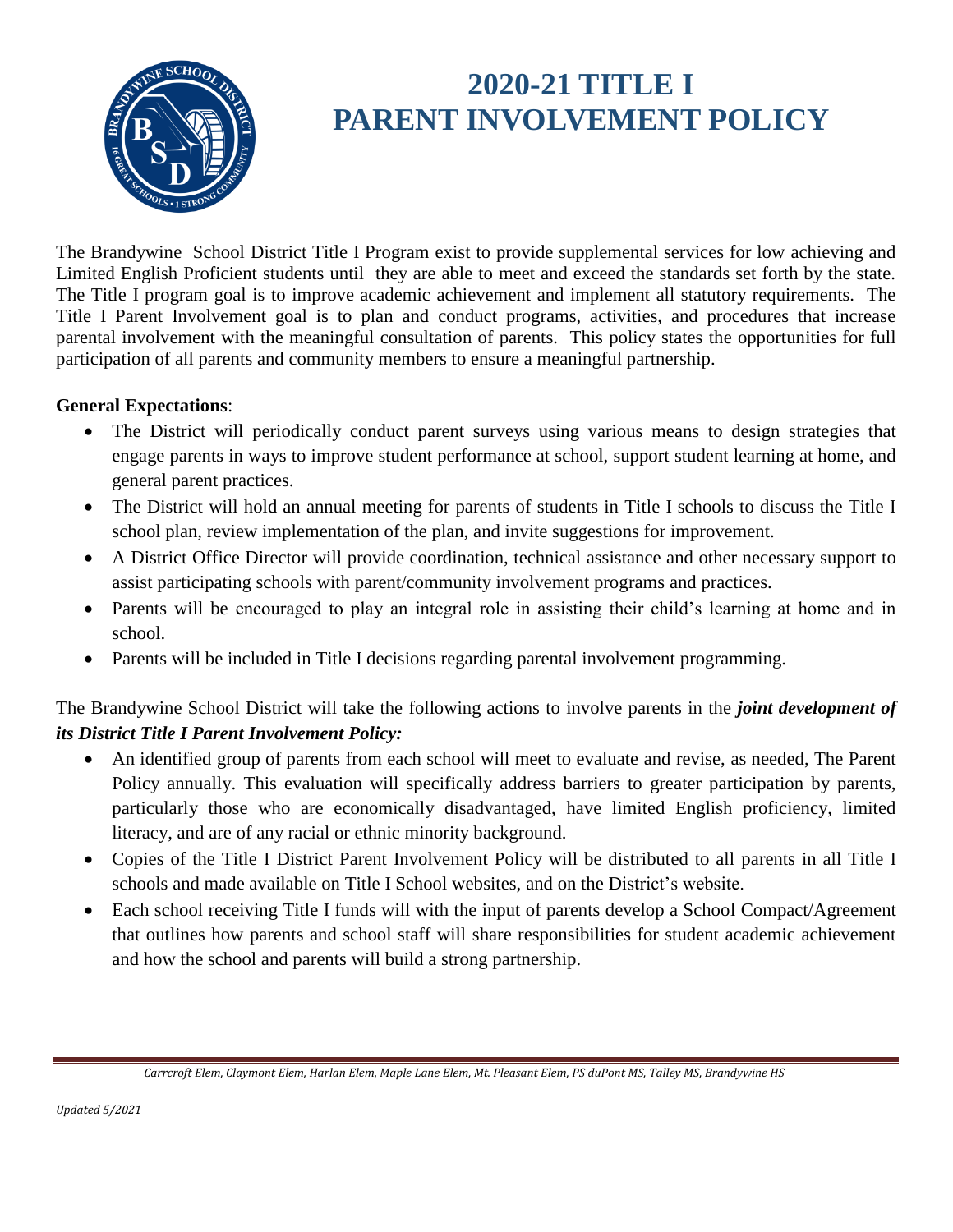# 2020-21 TITLE I PARENT INVOLVEMENT POLICY

The Brandywine School District Title I Program exist to provide supplemental services for low achieving and Limited English Proficient students until they are able to meet and exceed the standards set forth by the state. The Title I program goal is to improve academic achievement and implement all statutory requirements. The Title I Parent Involvement goal is to plan and conduct programs, activities, and procedures that increase parental involvement with the meaningful consultation of parents. This policy states the opportunities for full participation of all parents and community members to ensure a meaningful partnership.

**General Expectations**:

- The District will periodically conduct parent surveys using various means to design strategies that engage parents in ways to improve student performance at school, support student learning at home, and general parent practices.
- The District will hold an annual meeting for parents of students in Title I schools to discuss the Title I school plan, review implementation of the plan, and invite suggestions for improvement.
- A District Office Director will provide coordination, technical assistance and other necessary support to assist participating schools with parent/community involvement programs and practices.
- Parents will be encouraged to play an integral role in assisting their child's learning at home and in school.
- Parents will be included in Title I decisions regarding parental involvement programming.

The Brandywine School District will take the following actions to involve parents in the ***joint development of its District Title I Parent Involvement Policy:***

- An identified group of parents from each school will meet to evaluate and revise, as needed, The Parent Policy annually. This evaluation will specifically address barriers to greater participation by parents, particularly those who are economically disadvantaged, have limited English proficiency, limited literacy, and are of any racial or ethnic minority background.
- Copies of the Title I District Parent Involvement Policy will be distributed to all parents in all Title I schools and made available on Title I School websites, and on the District's website.
- Each school receiving Title I funds will with the input of parents develop a School Compact/Agreement that outlines how parents and school staff will share responsibilities for student academic achievement and how the school and parents will build a strong partnership.

*Carrcroft Elem, Claymont Elem, Harlan Elem, Maple Lane Elem, Mt. Pleasant Elem, PS duPont MS, Talley MS, Brandywine HS*

*Updated 5/2021*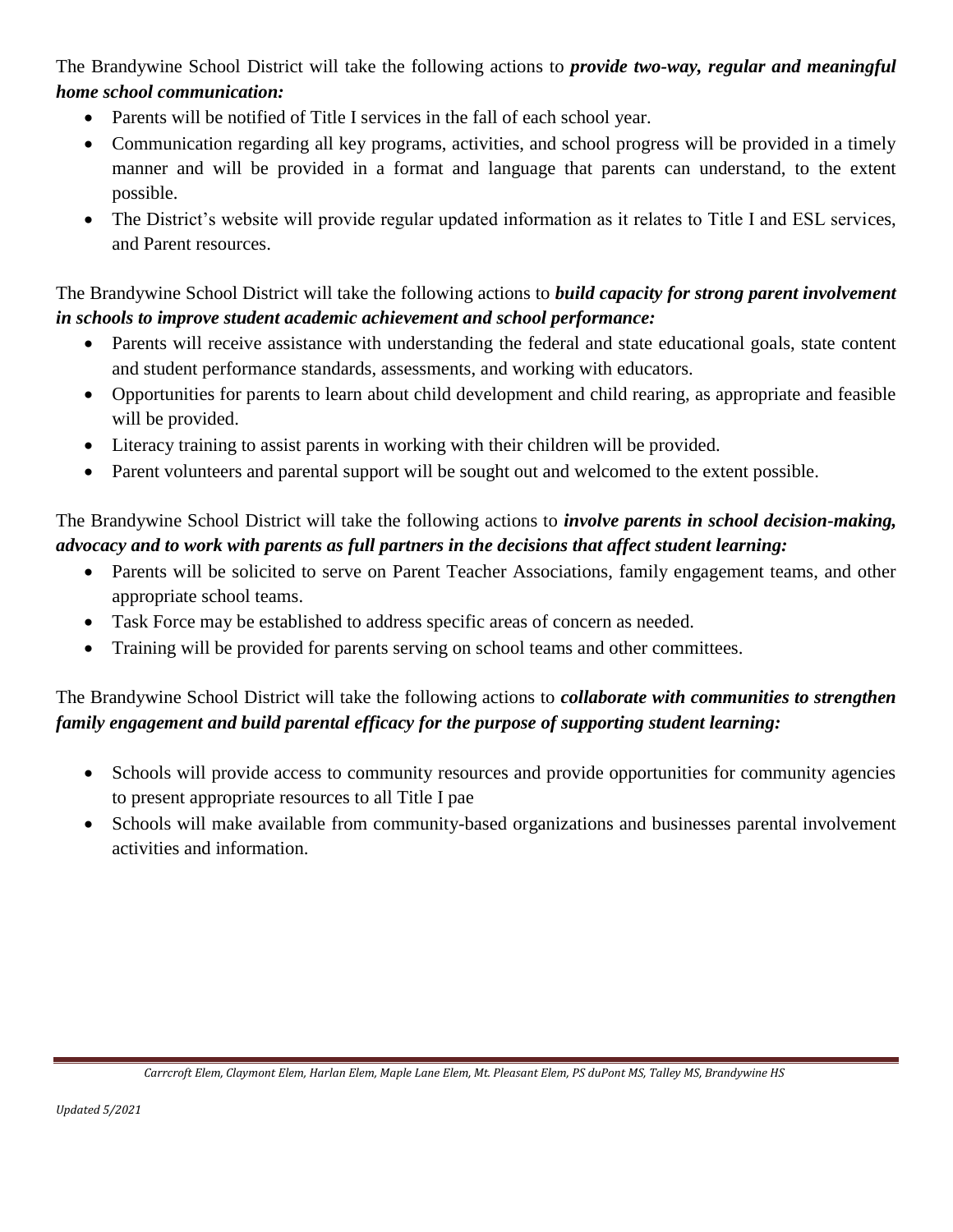The Brandywine School District will take the following actions to ***provide two-way, regular and meaningful home school communication:***

- Parents will be notified of Title I services in the fall of each school year.
- Communication regarding all key programs, activities, and school progress will be provided in a timely manner and will be provided in a format and language that parents can understand, to the extent possible.
- The District's website will provide regular updated information as it relates to Title I and ESL services, and Parent resources.

The Brandywine School District will take the following actions to ***build capacity for strong parent involvement in schools to improve student academic achievement and school performance:***

- Parents will receive assistance with understanding the federal and state educational goals, state content and student performance standards, assessments, and working with educators.
- Opportunities for parents to learn about child development and child rearing, as appropriate and feasible will be provided.
- Literacy training to assist parents in working with their children will be provided.
- Parent volunteers and parental support will be sought out and welcomed to the extent possible.

The Brandywine School District will take the following actions to ***involve parents in school decision-making, advocacy and to work with parents as full partners in the decisions that affect student learning:***

- Parents will be solicited to serve on Parent Teacher Associations, family engagement teams, and other appropriate school teams.
- Task Force may be established to address specific areas of concern as needed.
- Training will be provided for parents serving on school teams and other committees.

The Brandywine School District will take the following actions to ***collaborate with communities to strengthen family engagement and build parental efficacy for the purpose of supporting student learning:***

- Schools will provide access to community resources and provide opportunities for community agencies to present appropriate resources to all Title I pae
- Schools will make available from community-based organizations and businesses parental involvement activities and information.

*Carrcroft Elem, Claymont Elem, Harlan Elem, Maple Lane Elem, Mt. Pleasant Elem, PS duPont MS, Talley MS, Brandywine HS*

*Updated 5/2021*